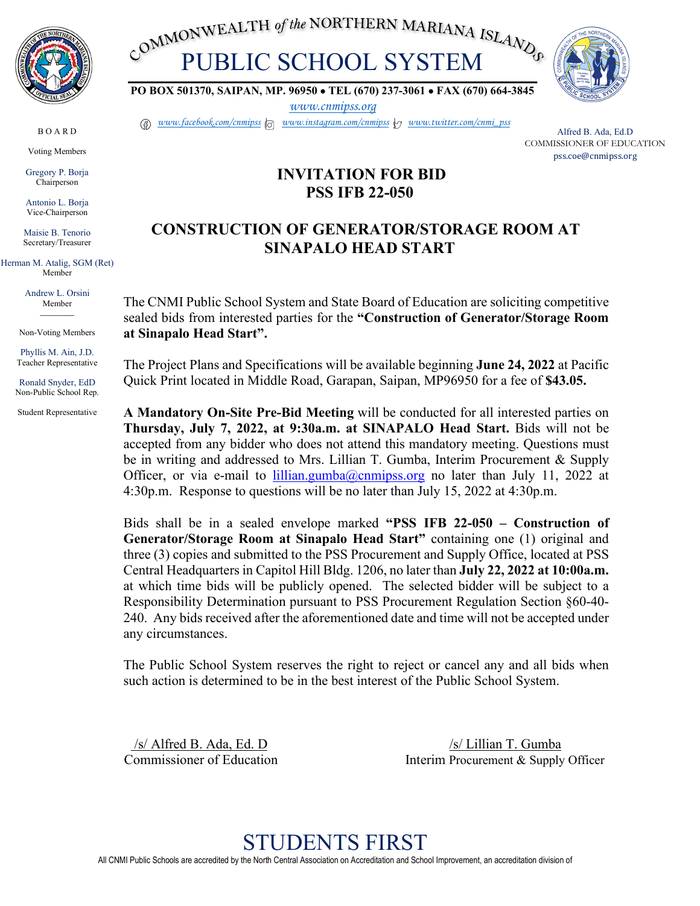COMMONWEALTH of the NORTHERN MARIANA ISLANDS

# PUBLIC SCHOOL SYSTEM

**PO BOX 501370, SAIPAN, MP. 96950 • TEL (670) 237-3061 • FAX (670) 664-3845**

www.cnmipss.org

www.facebook.com/cnmipss www.instagram.com/cnmipss www.twitter.com/cnmi_pss

BOARD

Voting Members

Gregory P. Borja
Chairperson

Antonio L. Borja
Vice-Chairperson

Maisie B. Tenorio
Secretary/Treasurer

Herman M. Atalig, SGM (Ret)
Member

Andrew L. Orsini
Member

Non-Voting Members

Phyllis M. Ain, J.D.
Teacher Representative

Ronald Snyder, EdD
Non-Public School Rep.

Student Representative

Alfred B. Ada, Ed.D
COMMISSIONER OF EDUCATION
pss.coe@cnmipss.org

## INVITATION FOR BID
## PSS IFB 22-050

## CONSTRUCTION OF GENERATOR/STORAGE ROOM AT SINAPALO HEAD START

The CNMI Public School System and State Board of Education are soliciting competitive sealed bids from interested parties for the **"Construction of Generator/Storage Room at Sinapalo Head Start".**

The Project Plans and Specifications will be available beginning **June 24, 2022** at Pacific Quick Print located in Middle Road, Garapan, Saipan, MP96950 for a fee of **$43.05.**

**A Mandatory On-Site Pre-Bid Meeting** will be conducted for all interested parties on **Thursday, July 7, 2022, at 9:30a.m. at SINAPALO Head Start.** Bids will not be accepted from any bidder who does not attend this mandatory meeting. Questions must be in writing and addressed to Mrs. Lillian T. Gumba, Interim Procurement & Supply Officer, or via e-mail to lillian.gumba@cnmipss.org no later than July 11, 2022 at 4:30p.m. Response to questions will be no later than July 15, 2022 at 4:30p.m.

Bids shall be in a sealed envelope marked **"PSS IFB 22-050 – Construction of Generator/Storage Room at Sinapalo Head Start"** containing one (1) original and three (3) copies and submitted to the PSS Procurement and Supply Office, located at PSS Central Headquarters in Capitol Hill Bldg. 1206, no later than **July 22, 2022 at 10:00a.m.** at which time bids will be publicly opened. The selected bidder will be subject to a Responsibility Determination pursuant to PSS Procurement Regulation Section §60-40-240. Any bids received after the aforementioned date and time will not be accepted under any circumstances.

The Public School System reserves the right to reject or cancel any and all bids when such action is determined to be in the best interest of the Public School System.

/s/ Alfred B. Ada, Ed. D
Commissioner of Education

/s/ Lillian T. Gumba
Interim Procurement & Supply Officer

STUDENTS FIRST

All CNMI Public Schools are accredited by the North Central Association on Accreditation and School Improvement, an accreditation division of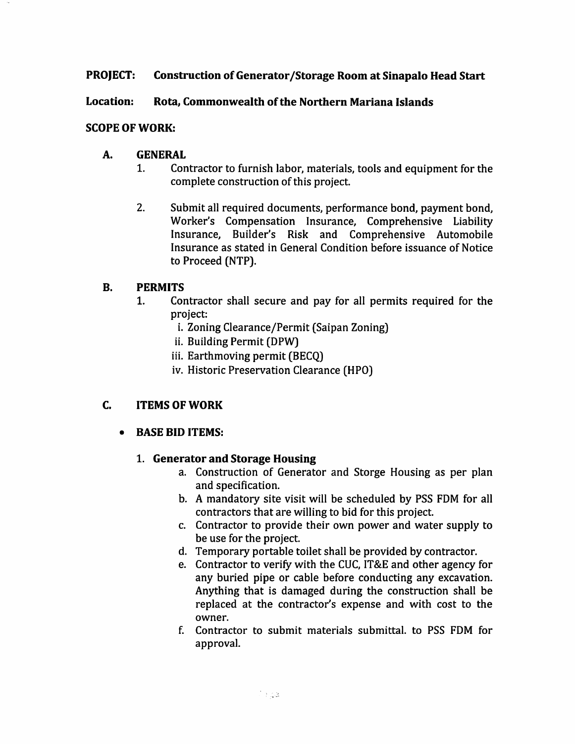**PROJECT: Construction of Generator/Storage Room at Sinapalo Head Start**

**Location: Rota, Commonwealth of the Northern Mariana Islands**

**SCOPE OF WORK:**

**A. GENERAL**

1. Contractor to furnish labor, materials, tools and equipment for the complete construction of this project.

2. Submit all required documents, performance bond, payment bond, Worker's Compensation Insurance, Comprehensive Liability Insurance, Builder's Risk and Comprehensive Automobile Insurance as stated in General Condition before issuance of Notice to Proceed (NTP).

**B. PERMITS**

1. Contractor shall secure and pay for all permits required for the project:
   - i. Zoning Clearance/Permit (Saipan Zoning)
   - ii. Building Permit (DPW)
   - iii. Earthmoving permit (BECQ)
   - iv. Historic Preservation Clearance (HPO)

**C. ITEMS OF WORK**

- **BASE BID ITEMS:**

  1. **Generator and Storage Housing**
     - a. Construction of Generator and Storge Housing as per plan and specification.
     - b. A mandatory site visit will be scheduled by PSS FDM for all contractors that are willing to bid for this project.
     - c. Contractor to provide their own power and water supply to be use for the project.
     - d. Temporary portable toilet shall be provided by contractor.
     - e. Contractor to verify with the CUC, IT&E and other agency for any buried pipe or cable before conducting any excavation. Anything that is damaged during the construction shall be replaced at the contractor's expense and with cost to the owner.
     - f. Contractor to submit materials submittal. to PSS FDM for approval.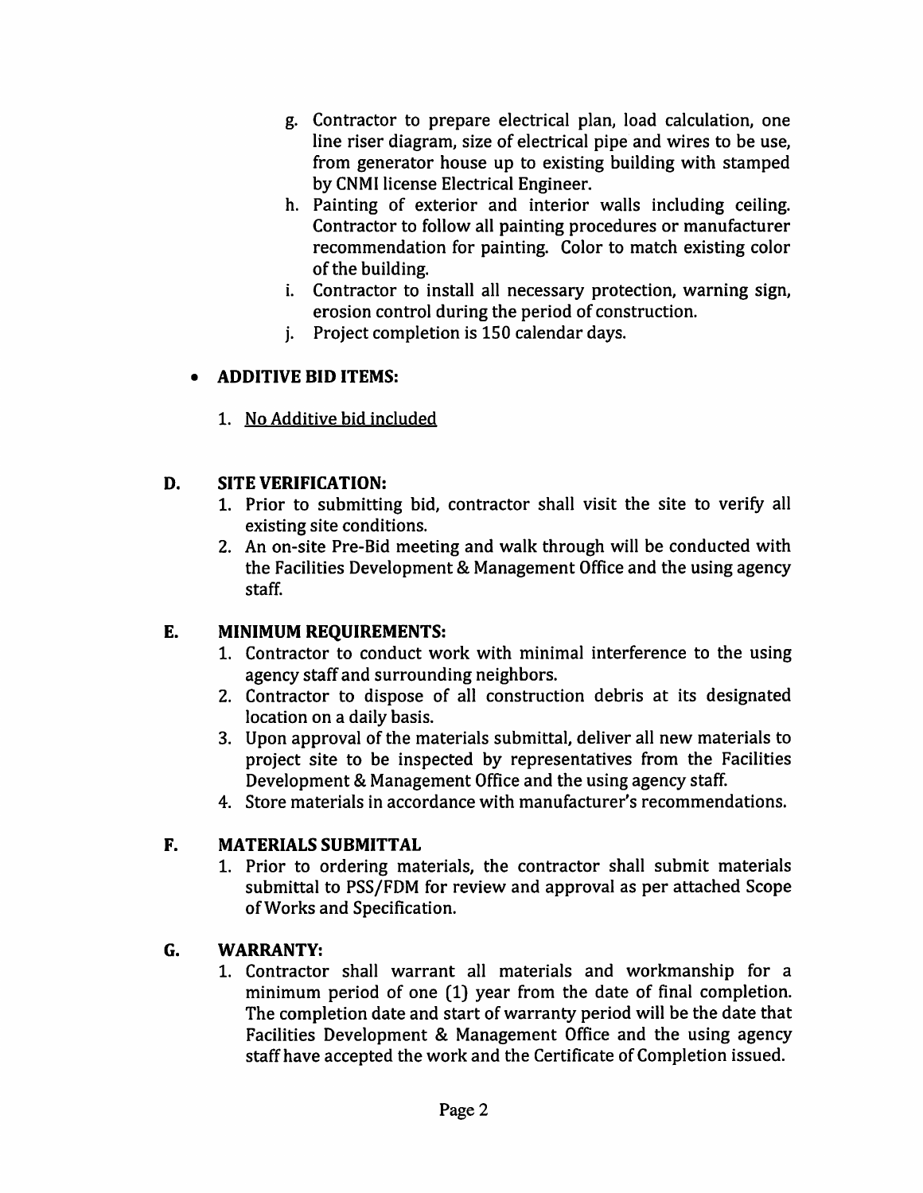g. Contractor to prepare electrical plan, load calculation, one line riser diagram, size of electrical pipe and wires to be use, from generator house up to existing building with stamped by CNMI license Electrical Engineer.
h. Painting of exterior and interior walls including ceiling. Contractor to follow all painting procedures or manufacturer recommendation for painting. Color to match existing color of the building.
i. Contractor to install all necessary protection, warning sign, erosion control during the period of construction.
j. Project completion is 150 calendar days.

- **ADDITIVE BID ITEMS:**

  1. <u>No Additive bid included</u>

## D. SITE VERIFICATION:

1. Prior to submitting bid, contractor shall visit the site to verify all existing site conditions.
2. An on-site Pre-Bid meeting and walk through will be conducted with the Facilities Development & Management Office and the using agency staff.

## E. MINIMUM REQUIREMENTS:

1. Contractor to conduct work with minimal interference to the using agency staff and surrounding neighbors.
2. Contractor to dispose of all construction debris at its designated location on a daily basis.
3. Upon approval of the materials submittal, deliver all new materials to project site to be inspected by representatives from the Facilities Development & Management Office and the using agency staff.
4. Store materials in accordance with manufacturer's recommendations.

## F. MATERIALS SUBMITTAL

1. Prior to ordering materials, the contractor shall submit materials submittal to PSS/FDM for review and approval as per attached Scope of Works and Specification.

## G. WARRANTY:

1. Contractor shall warrant all materials and workmanship for a minimum period of one (1) year from the date of final completion. The completion date and start of warranty period will be the date that Facilities Development & Management Office and the using agency staff have accepted the work and the Certificate of Completion issued.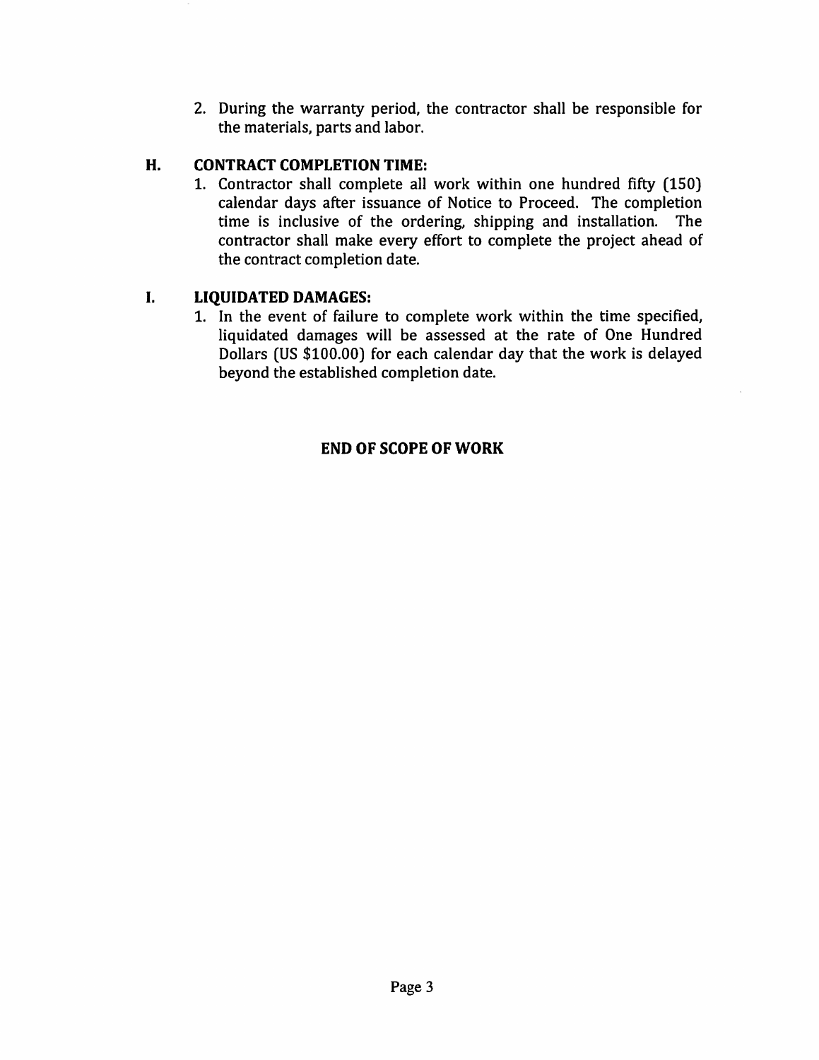2. During the warranty period, the contractor shall be responsible for the materials, parts and labor.

## H. CONTRACT COMPLETION TIME:

1. Contractor shall complete all work within one hundred fifty (150) calendar days after issuance of Notice to Proceed. The completion time is inclusive of the ordering, shipping and installation. The contractor shall make every effort to complete the project ahead of the contract completion date.

## I. LIQUIDATED DAMAGES:

1. In the event of failure to complete work within the time specified, liquidated damages will be assessed at the rate of One Hundred Dollars (US $100.00) for each calendar day that the work is delayed beyond the established completion date.

**END OF SCOPE OF WORK**